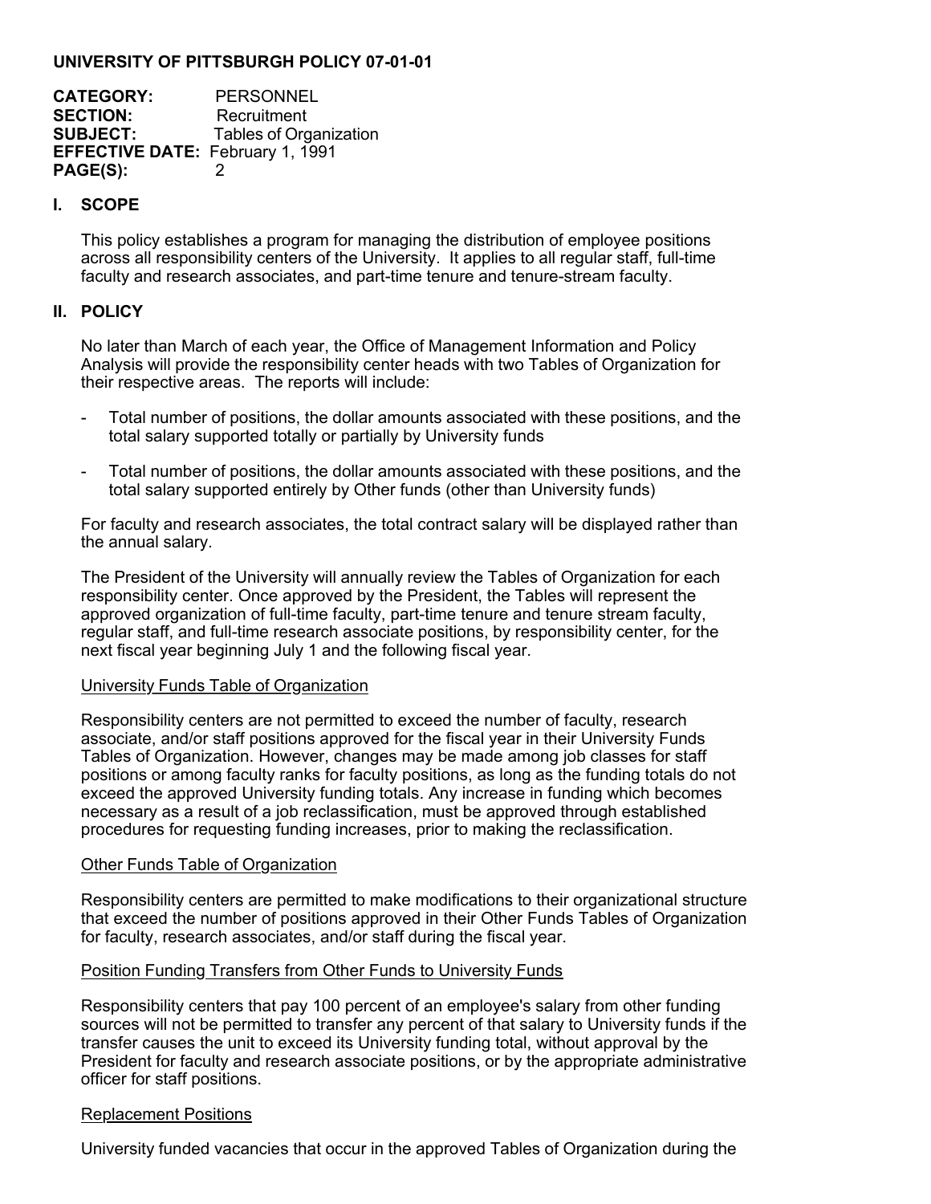# UNIVERSITY OF PITTSBURGH POLICY 07-01-01

**CATEGORY:** PERSONNEL
**SECTION:** Recruitment
**SUBJECT:** Tables of Organization
**EFFECTIVE DATE:** February 1, 1991
**PAGE(S):** 2

## I. SCOPE

This policy establishes a program for managing the distribution of employee positions across all responsibility centers of the University. It applies to all regular staff, full-time faculty and research associates, and part-time tenure and tenure-stream faculty.

## II. POLICY

No later than March of each year, the Office of Management Information and Policy Analysis will provide the responsibility center heads with two Tables of Organization for their respective areas. The reports will include:

- Total number of positions, the dollar amounts associated with these positions, and the total salary supported totally or partially by University funds
- Total number of positions, the dollar amounts associated with these positions, and the total salary supported entirely by Other funds (other than University funds)

For faculty and research associates, the total contract salary will be displayed rather than the annual salary.

The President of the University will annually review the Tables of Organization for each responsibility center. Once approved by the President, the Tables will represent the approved organization of full-time faculty, part-time tenure and tenure stream faculty, regular staff, and full-time research associate positions, by responsibility center, for the next fiscal year beginning July 1 and the following fiscal year.

<u>University Funds Table of Organization</u>

Responsibility centers are not permitted to exceed the number of faculty, research associate, and/or staff positions approved for the fiscal year in their University Funds Tables of Organization. However, changes may be made among job classes for staff positions or among faculty ranks for faculty positions, as long as the funding totals do not exceed the approved University funding totals. Any increase in funding which becomes necessary as a result of a job reclassification, must be approved through established procedures for requesting funding increases, prior to making the reclassification.

<u>Other Funds Table of Organization</u>

Responsibility centers are permitted to make modifications to their organizational structure that exceed the number of positions approved in their Other Funds Tables of Organization for faculty, research associates, and/or staff during the fiscal year.

<u>Position Funding Transfers from Other Funds to University Funds</u>

Responsibility centers that pay 100 percent of an employee's salary from other funding sources will not be permitted to transfer any percent of that salary to University funds if the transfer causes the unit to exceed its University funding total, without approval by the President for faculty and research associate positions, or by the appropriate administrative officer for staff positions.

<u>Replacement Positions</u>

University funded vacancies that occur in the approved Tables of Organization during the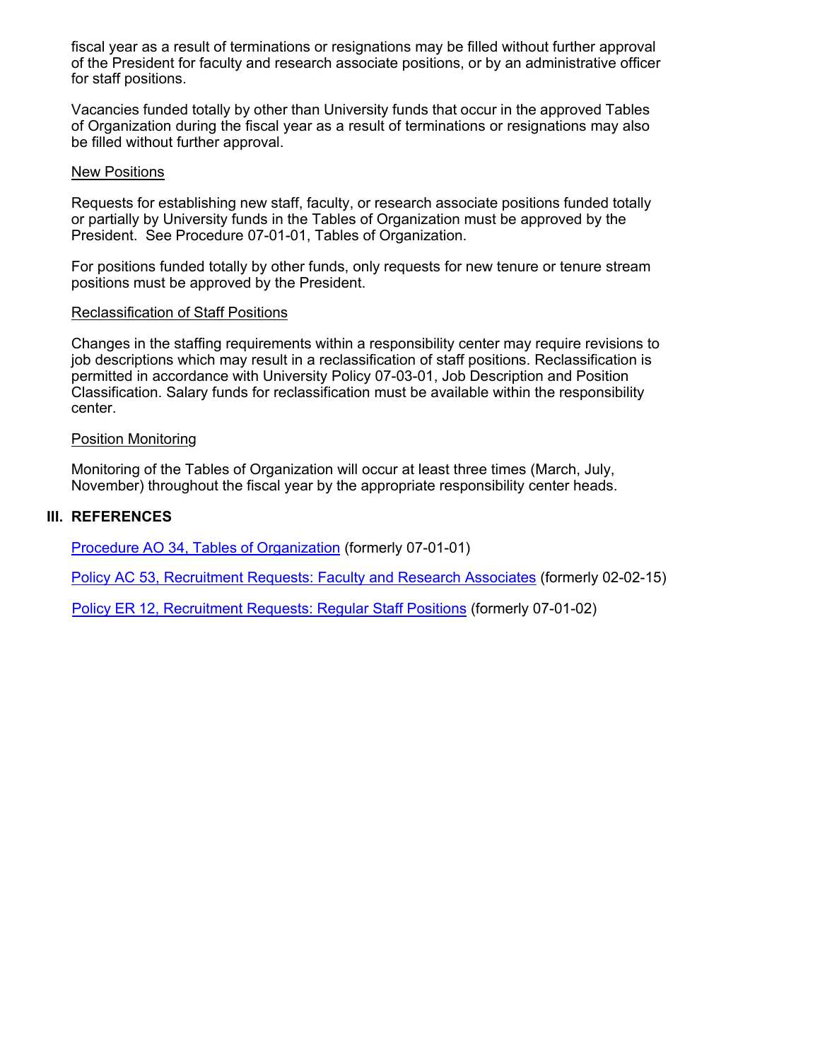fiscal year as a result of terminations or resignations may be filled without further approval of the President for faculty and research associate positions, or by an administrative officer for staff positions.

Vacancies funded totally by other than University funds that occur in the approved Tables of Organization during the fiscal year as a result of terminations or resignations may also be filled without further approval.

<u>New Positions</u>

Requests for establishing new staff, faculty, or research associate positions funded totally or partially by University funds in the Tables of Organization must be approved by the President. See Procedure 07-01-01, Tables of Organization.

For positions funded totally by other funds, only requests for new tenure or tenure stream positions must be approved by the President.

<u>Reclassification of Staff Positions</u>

Changes in the staffing requirements within a responsibility center may require revisions to job descriptions which may result in a reclassification of staff positions. Reclassification is permitted in accordance with University Policy 07-03-01, Job Description and Position Classification. Salary funds for reclassification must be available within the responsibility center.

<u>Position Monitoring</u>

Monitoring of the Tables of Organization will occur at least three times (March, July, November) throughout the fiscal year by the appropriate responsibility center heads.

## III. REFERENCES

Procedure AO 34, Tables of Organization (formerly 07-01-01)

Policy AC 53, Recruitment Requests: Faculty and Research Associates (formerly 02-02-15)

Policy ER 12, Recruitment Requests: Regular Staff Positions (formerly 07-01-02)